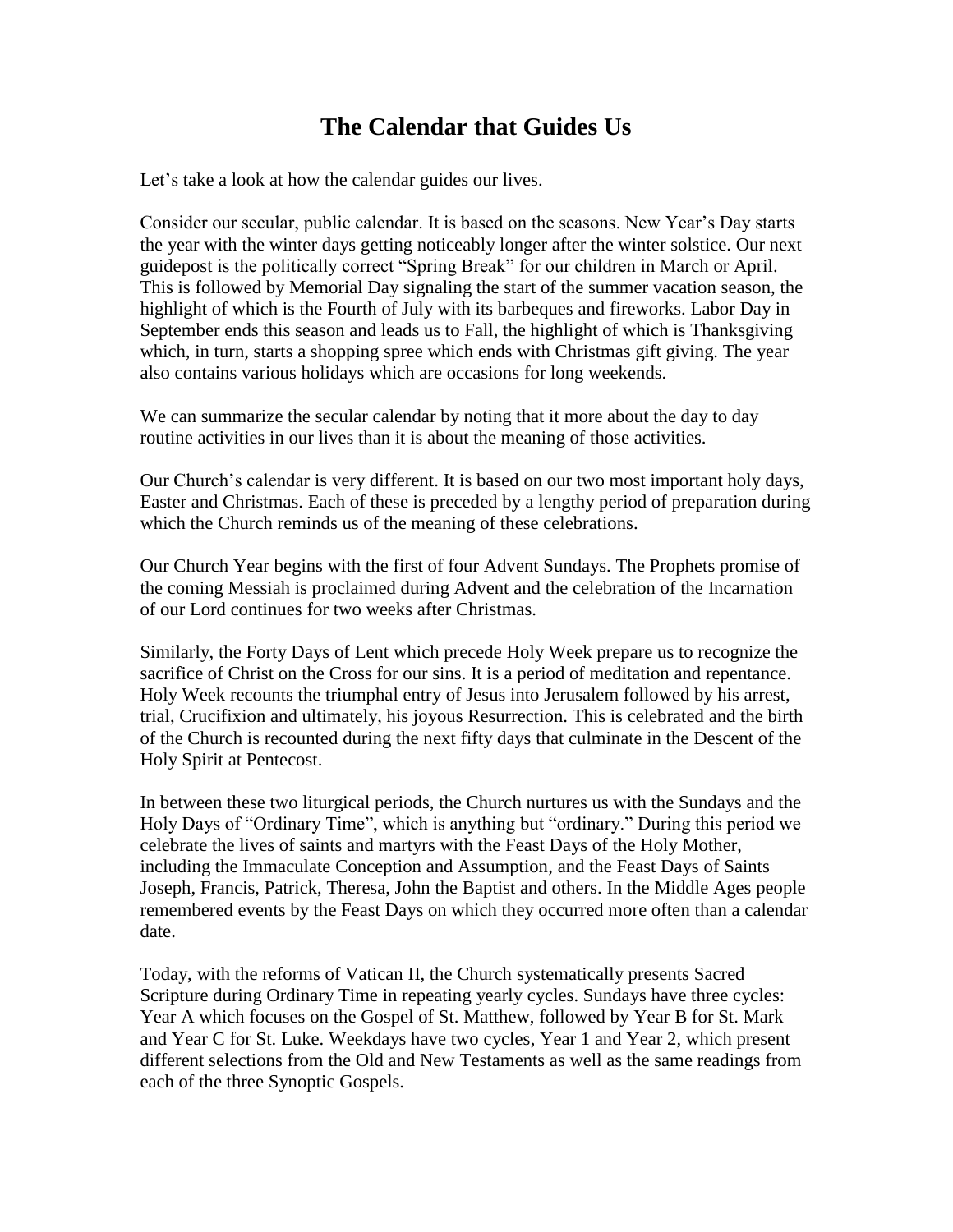# The Calendar that Guides Us

Let's take a look at how the calendar guides our lives.

Consider our secular, public calendar. It is based on the seasons. New Year's Day starts the year with the winter days getting noticeably longer after the winter solstice. Our next guidepost is the politically correct "Spring Break" for our children in March or April. This is followed by Memorial Day signaling the start of the summer vacation season, the highlight of which is the Fourth of July with its barbeques and fireworks. Labor Day in September ends this season and leads us to Fall, the highlight of which is Thanksgiving which, in turn, starts a shopping spree which ends with Christmas gift giving. The year also contains various holidays which are occasions for long weekends.

We can summarize the secular calendar by noting that it more about the day to day routine activities in our lives than it is about the meaning of those activities.

Our Church's calendar is very different. It is based on our two most important holy days, Easter and Christmas. Each of these is preceded by a lengthy period of preparation during which the Church reminds us of the meaning of these celebrations.

Our Church Year begins with the first of four Advent Sundays. The Prophets promise of the coming Messiah is proclaimed during Advent and the celebration of the Incarnation of our Lord continues for two weeks after Christmas.

Similarly, the Forty Days of Lent which precede Holy Week prepare us to recognize the sacrifice of Christ on the Cross for our sins. It is a period of meditation and repentance. Holy Week recounts the triumphal entry of Jesus into Jerusalem followed by his arrest, trial, Crucifixion and ultimately, his joyous Resurrection. This is celebrated and the birth of the Church is recounted during the next fifty days that culminate in the Descent of the Holy Spirit at Pentecost.

In between these two liturgical periods, the Church nurtures us with the Sundays and the Holy Days of "Ordinary Time", which is anything but "ordinary." During this period we celebrate the lives of saints and martyrs with the Feast Days of the Holy Mother, including the Immaculate Conception and Assumption, and the Feast Days of Saints Joseph, Francis, Patrick, Theresa, John the Baptist and others. In the Middle Ages people remembered events by the Feast Days on which they occurred more often than a calendar date.

Today, with the reforms of Vatican II, the Church systematically presents Sacred Scripture during Ordinary Time in repeating yearly cycles. Sundays have three cycles: Year A which focuses on the Gospel of St. Matthew, followed by Year B for St. Mark and Year C for St. Luke. Weekdays have two cycles, Year 1 and Year 2, which present different selections from the Old and New Testaments as well as the same readings from each of the three Synoptic Gospels.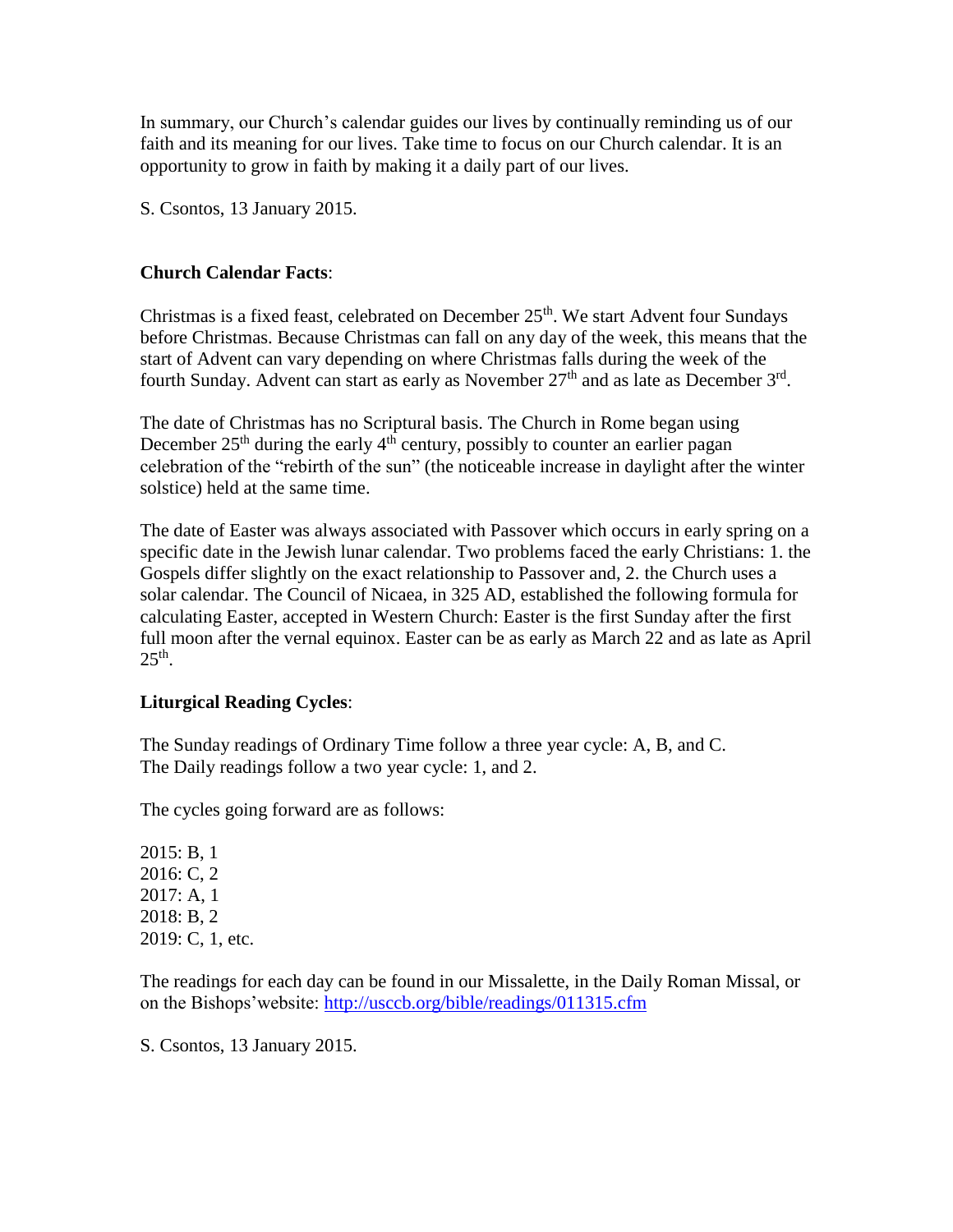In summary, our Church's calendar guides our lives by continually reminding us of our faith and its meaning for our lives. Take time to focus on our Church calendar. It is an opportunity to grow in faith by making it a daily part of our lives.

S. Csontos, 13 January 2015.

**Church Calendar Facts**:

Christmas is a fixed feast, celebrated on December 25th. We start Advent four Sundays before Christmas. Because Christmas can fall on any day of the week, this means that the start of Advent can vary depending on where Christmas falls during the week of the fourth Sunday. Advent can start as early as November 27th and as late as December 3rd.

The date of Christmas has no Scriptural basis. The Church in Rome began using December 25th during the early 4th century, possibly to counter an earlier pagan celebration of the "rebirth of the sun" (the noticeable increase in daylight after the winter solstice) held at the same time.

The date of Easter was always associated with Passover which occurs in early spring on a specific date in the Jewish lunar calendar. Two problems faced the early Christians: 1. the Gospels differ slightly on the exact relationship to Passover and, 2. the Church uses a solar calendar. The Council of Nicaea, in 325 AD, established the following formula for calculating Easter, accepted in Western Church: Easter is the first Sunday after the first full moon after the vernal equinox. Easter can be as early as March 22 and as late as April 25th.

**Liturgical Reading Cycles**:

The Sunday readings of Ordinary Time follow a three year cycle: A, B, and C.
The Daily readings follow a two year cycle: 1, and 2.

The cycles going forward are as follows:

2015: B, 1
2016: C, 2
2017: A, 1
2018: B, 2
2019: C, 1, etc.

The readings for each day can be found in our Missalette, in the Daily Roman Missal, or on the Bishops'website: http://usccb.org/bible/readings/011315.cfm

S. Csontos, 13 January 2015.